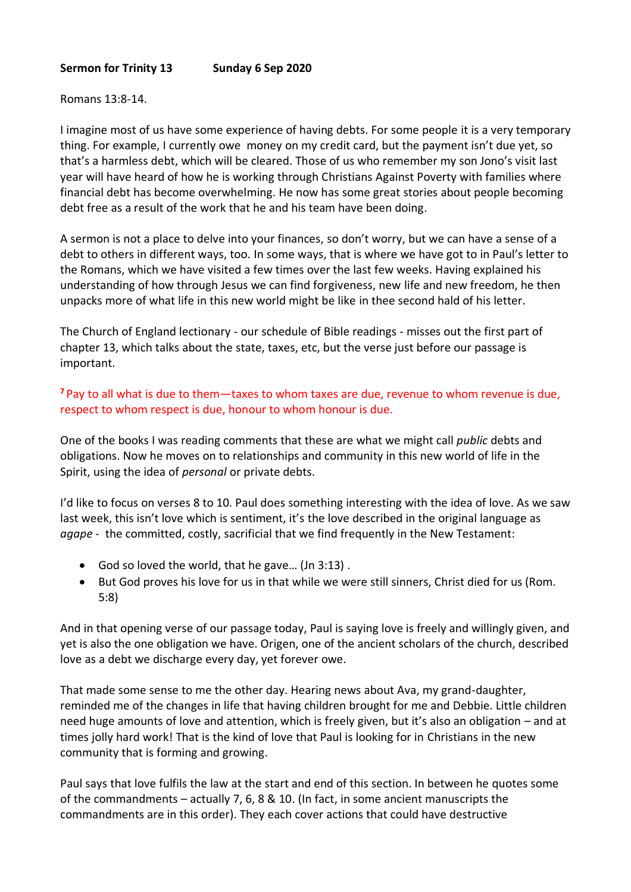**Sermon for Trinity 13 Sunday 6 Sep 2020**

Romans 13:8-14.

I imagine most of us have some experience of having debts. For some people it is a very temporary thing. For example, I currently owe money on my credit card, but the payment isn't due yet, so that's a harmless debt, which will be cleared. Those of us who remember my son Jono's visit last year will have heard of how he is working through Christians Against Poverty with families where financial debt has become overwhelming. He now has some great stories about people becoming debt free as a result of the work that he and his team have been doing.

A sermon is not a place to delve into your finances, so don't worry, but we can have a sense of a debt to others in different ways, too. In some ways, that is where we have got to in Paul's letter to the Romans, which we have visited a few times over the last few weeks. Having explained his understanding of how through Jesus we can find forgiveness, new life and new freedom, he then unpacks more of what life in this new world might be like in thee second hald of his letter.

The Church of England lectionary - our schedule of Bible readings - misses out the first part of chapter 13, which talks about the state, taxes, etc, but the verse just before our passage is important.

**7** Pay to all what is due to them—taxes to whom taxes are due, revenue to whom revenue is due, respect to whom respect is due, honour to whom honour is due.

One of the books I was reading comments that these are what we might call *public* debts and obligations. Now he moves on to relationships and community in this new world of life in the Spirit, using the idea of *personal* or private debts.

I'd like to focus on verses 8 to 10. Paul does something interesting with the idea of love. As we saw last week, this isn't love which is sentiment, it's the love described in the original language as *agape* - the committed, costly, sacrificial that we find frequently in the New Testament:

- God so loved the world, that he gave… (Jn 3:13) .
- But God proves his love for us in that while we were still sinners, Christ died for us (Rom. 5:8)

And in that opening verse of our passage today, Paul is saying love is freely and willingly given, and yet is also the one obligation we have. Origen, one of the ancient scholars of the church, described love as a debt we discharge every day, yet forever owe.

That made some sense to me the other day. Hearing news about Ava, my grand-daughter, reminded me of the changes in life that having children brought for me and Debbie. Little children need huge amounts of love and attention, which is freely given, but it's also an obligation – and at times jolly hard work! That is the kind of love that Paul is looking for in Christians in the new community that is forming and growing.

Paul says that love fulfils the law at the start and end of this section. In between he quotes some of the commandments – actually 7, 6, 8 & 10. (In fact, in some ancient manuscripts the commandments are in this order). They each cover actions that could have destructive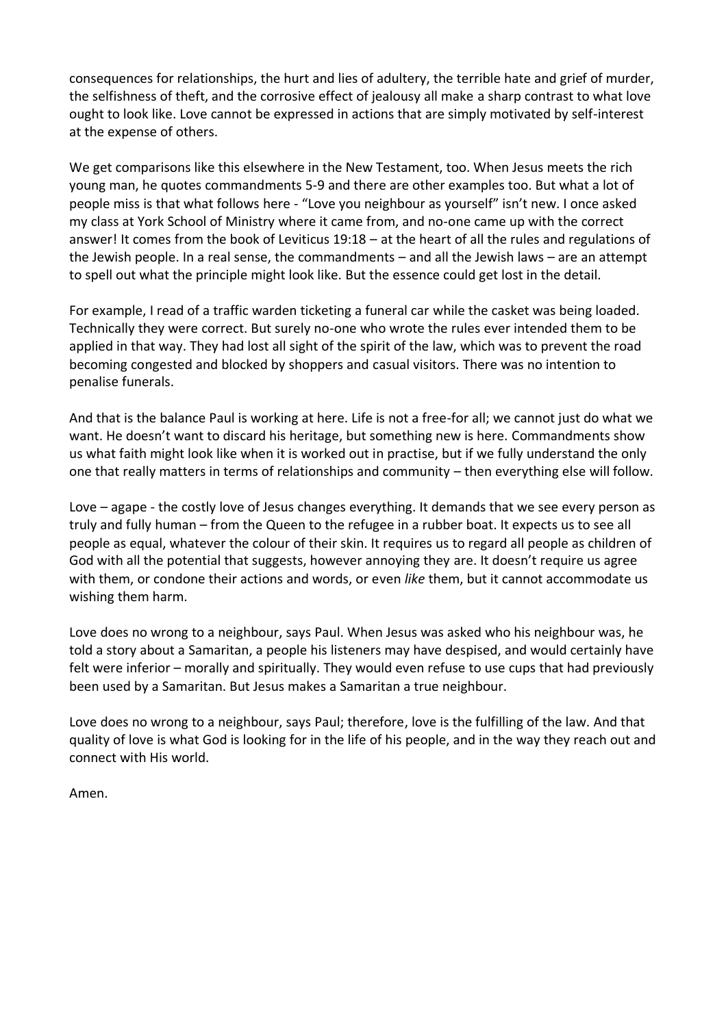consequences for relationships, the hurt and lies of adultery, the terrible hate and grief of murder, the selfishness of theft, and the corrosive effect of jealousy all make a sharp contrast to what love ought to look like. Love cannot be expressed in actions that are simply motivated by self-interest at the expense of others.

We get comparisons like this elsewhere in the New Testament, too. When Jesus meets the rich young man, he quotes commandments 5-9 and there are other examples too. But what a lot of people miss is that what follows here - "Love you neighbour as yourself" isn't new. I once asked my class at York School of Ministry where it came from, and no-one came up with the correct answer! It comes from the book of Leviticus 19:18 – at the heart of all the rules and regulations of the Jewish people. In a real sense, the commandments – and all the Jewish laws – are an attempt to spell out what the principle might look like. But the essence could get lost in the detail.

For example, I read of a traffic warden ticketing a funeral car while the casket was being loaded. Technically they were correct. But surely no-one who wrote the rules ever intended them to be applied in that way. They had lost all sight of the spirit of the law, which was to prevent the road becoming congested and blocked by shoppers and casual visitors. There was no intention to penalise funerals.

And that is the balance Paul is working at here. Life is not a free-for all; we cannot just do what we want. He doesn't want to discard his heritage, but something new is here. Commandments show us what faith might look like when it is worked out in practise, but if we fully understand the only one that really matters in terms of relationships and community – then everything else will follow.

Love – agape - the costly love of Jesus changes everything. It demands that we see every person as truly and fully human – from the Queen to the refugee in a rubber boat. It expects us to see all people as equal, whatever the colour of their skin. It requires us to regard all people as children of God with all the potential that suggests, however annoying they are. It doesn't require us agree with them, or condone their actions and words, or even *like* them, but it cannot accommodate us wishing them harm.

Love does no wrong to a neighbour, says Paul. When Jesus was asked who his neighbour was, he told a story about a Samaritan, a people his listeners may have despised, and would certainly have felt were inferior – morally and spiritually. They would even refuse to use cups that had previously been used by a Samaritan. But Jesus makes a Samaritan a true neighbour.

Love does no wrong to a neighbour, says Paul; therefore, love is the fulfilling of the law. And that quality of love is what God is looking for in the life of his people, and in the way they reach out and connect with His world.

Amen.